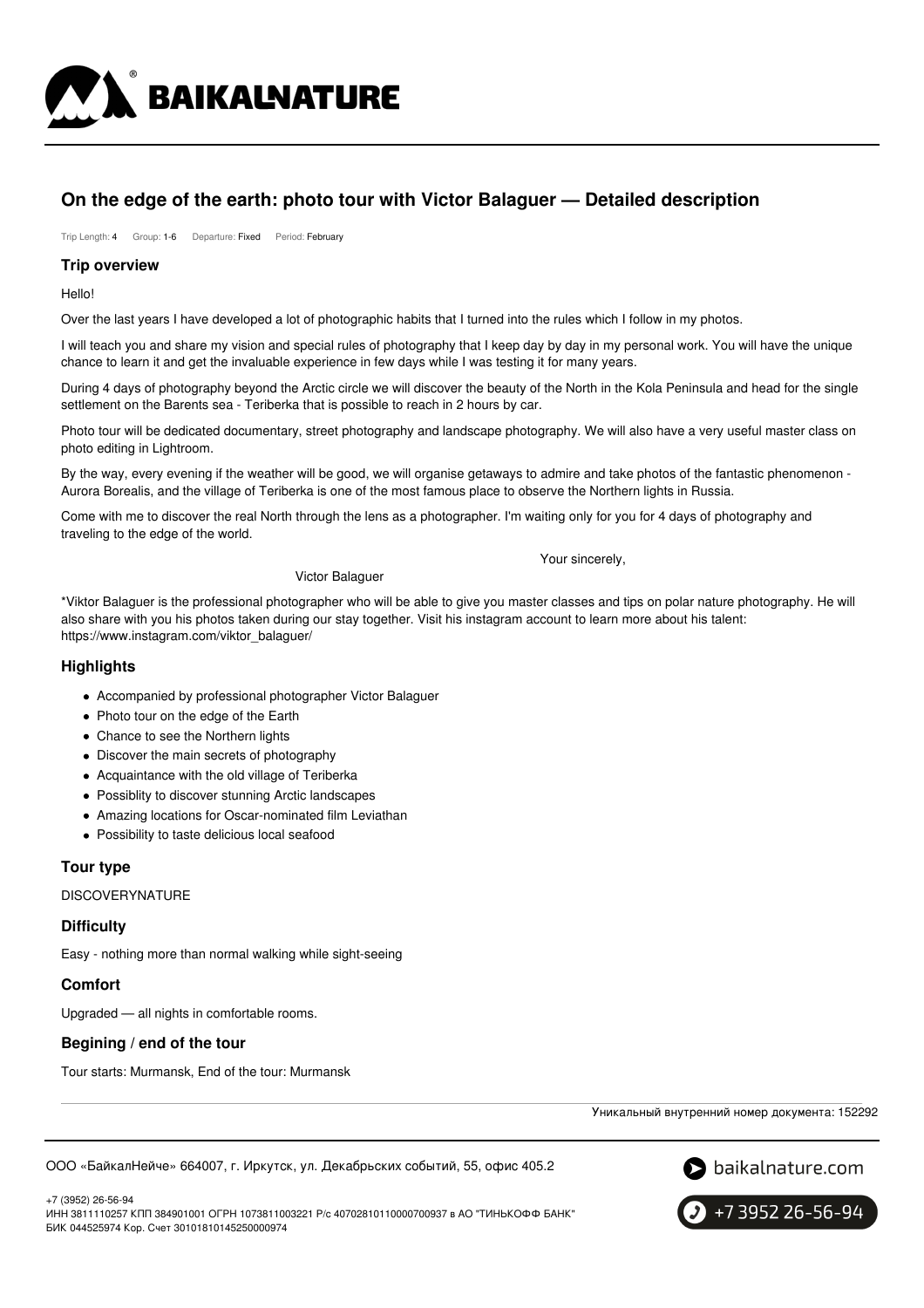# On the edge of the earth: photo tour with Victor Balaguer — Detailed description

Trip Length: 4 Group: 1-6 Departure: Fixed Period: February

## Trip overview

Hello!

Over the last years I have developed a lot of photographic habits that I turned into the rules which I follow in my photos.

I will teach you and share my vision and special rules of photography that I keep day by day in my personal work. You will have the unique chance to learn it and get the invaluable experience in few days while I was testing it for many years.

During 4 days of photography beyond the Arctic circle we will discover the beauty of the North in the Kola Peninsula and head for the single settlement on the Barents sea - Teriberka that is possible to reach in 2 hours by car.

Photo tour will be dedicated documentary, street photography and landscape photography. We will also have a very useful master class on photo editing in Lightroom.

By the way, every evening if the weather will be good, we will organise getaways to admire and take photos of the fantastic phenomenon - Aurora Borealis, and the village of Teriberka is one of the most famous place to observe the Northern lights in Russia.

Come with me to discover the real North through the lens as a photographer. I'm waiting only for you for 4 days of photography and traveling to the edge of the world.

Your sincerely,

Victor Balaguer

*Viktor Balaguer is the professional photographer who will be able to give you master classes and tips on polar nature photography. He will also share with you his photos taken during our stay together. Visit his instagram account to learn more about his talent: https://www.instagram.com/viktor_balaguer/

## Highlights

- Accompanied by professional photographer Victor Balaguer
- Photo tour on the edge of the Earth
- Chance to see the Northern lights
- Discover the main secrets of photography
- Acquaintance with the old village of Teriberka
- Possiblity to discover stunning Arctic landscapes
- Amazing locations for Oscar-nominated film Leviathan
- Possibility to taste delicious local seafood

## Tour type

DISCOVERYNATURE

## Difficulty

Easy - nothing more than normal walking while sight-seeing

## Comfort

Upgraded — all nights in comfortable rooms.

## Begining / end of the tour

Tour starts: Murmansk, End of the tour: Murmansk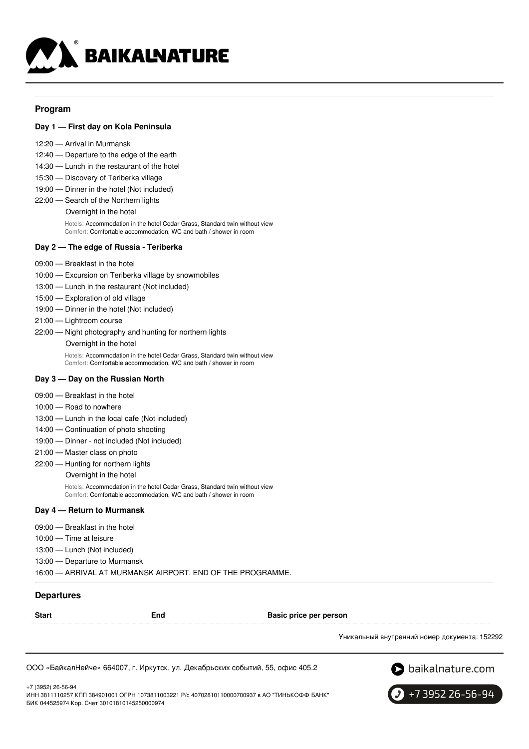## Program

### Day 1 — First day on Kola Peninsula

12:20 — Arrival in Murmansk
12:40 — Departure to the edge of the earth
14:30 — Lunch in the restaurant of the hotel
15:30 — Discovery of Teriberka village
19:00 — Dinner in the hotel (Not included)
22:00 — Search of the Northern lights
Overnight in the hotel

Hotels: Accommodation in the hotel Cedar Grass, Standard twin without view
Comfort: Comfortable accommodation, WC and bath / shower in room

### Day 2 — The edge of Russia - Teriberka

09:00 — Breakfast in the hotel
10:00 — Excursion on Teriberka village by snowmobiles
13:00 — Lunch in the restaurant (Not included)
15:00 — Exploration of old village
19:00 — Dinner in the hotel (Not included)
21:00 — Lightroom course
22:00 — Night photography and hunting for northern lights
Overnight in the hotel

Hotels: Accommodation in the hotel Cedar Grass, Standard twin without view
Comfort: Comfortable accommodation, WC and bath / shower in room

### Day 3 — Day on the Russian North

09:00 — Breakfast in the hotel
10:00 — Road to nowhere
13:00 — Lunch in the local cafe (Not included)
14:00 — Continuation of photo shooting
19:00 — Dinner - not included (Not included)
21:00 — Master class on photo
22:00 — Hunting for northern lights
Overnight in the hotel

Hotels: Accommodation in the hotel Cedar Grass, Standard twin without view
Comfort: Comfortable accommodation, WC and bath / shower in room

### Day 4 — Return to Murmansk

09:00 — Breakfast in the hotel
10:00 — Time at leisure
13:00 — Lunch (Not included)
13:00 — Departure to Murmansk
16:00 — ARRIVAL AT MURMANSK AIRPORT. END OF THE PROGRAMME.

## Departures

| Start | End | Basic price per person |
|---|---|---|

Уникальный внутренний номер документа: 152292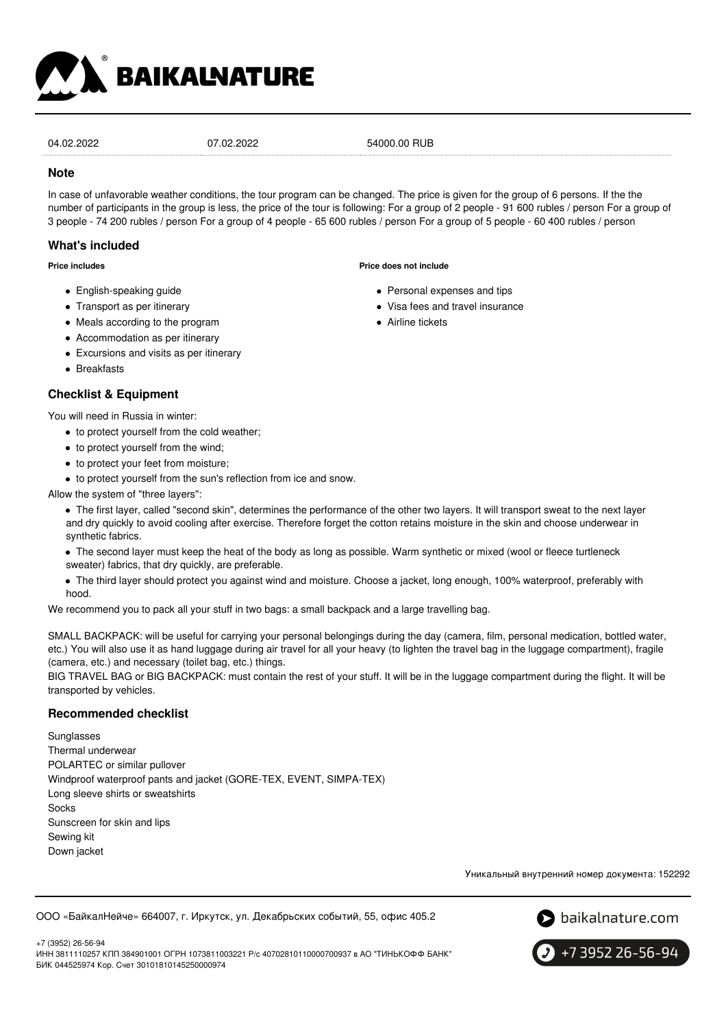| 04.02.2022 | 07.02.2022 | 54000.00 RUB |
| --- | --- | --- |

## Note

In case of unfavorable weather conditions, the tour program can be changed. The price is given for the group of 6 persons. If the the number of participants in the group is less, the price of the tour is following: For a group of 2 people - 91 600 rubles / person For a group of 3 people - 74 200 rubles / person For a group of 4 people - 65 600 rubles / person For a group of 5 people - 60 400 rubles / person

## What's included

#### Price includes

- English-speaking guide
- Transport as per itinerary
- Meals according to the program
- Accommodation as per itinerary
- Excursions and visits as per itinerary
- Breakfasts

#### Price does not include

- Personal expenses and tips
- Visa fees and travel insurance
- Airline tickets

## Checklist & Equipment

You will need in Russia in winter:

- to protect yourself from the cold weather;
- to protect yourself from the wind;
- to protect your feet from moisture;
- to protect yourself from the sun's reflection from ice and snow.

Allow the system of "three layers":

- The first layer, called "second skin", determines the performance of the other two layers. It will transport sweat to the next layer and dry quickly to avoid cooling after exercise. Therefore forget the cotton retains moisture in the skin and choose underwear in synthetic fabrics.
- The second layer must keep the heat of the body as long as possible. Warm synthetic or mixed (wool or fleece turtleneck sweater) fabrics, that dry quickly, are preferable.
- The third layer should protect you against wind and moisture. Choose a jacket, long enough, 100% waterproof, preferably with hood.

We recommend you to pack all your stuff in two bags: a small backpack and a large travelling bag.

SMALL BACKPACK: will be useful for carrying your personal belongings during the day (camera, film, personal medication, bottled water, etc.) You will also use it as hand luggage during air travel for all your heavy (to lighten the travel bag in the luggage compartment), fragile (camera, etc.) and necessary (toilet bag, etc.) things.
BIG TRAVEL BAG or BIG BACKPACK: must contain the rest of your stuff. It will be in the luggage compartment during the flight. It will be transported by vehicles.

## Recommended checklist

Sunglasses
Thermal underwear
POLARTEC or similar pullover
Windproof waterproof pants and jacket (GORE-TEX, EVENT, SIMPA-TEX)
Long sleeve shirts or sweatshirts
Socks
Sunscreen for skin and lips
Sewing kit
Down jacket

Уникальный внутренний номер документа: 152292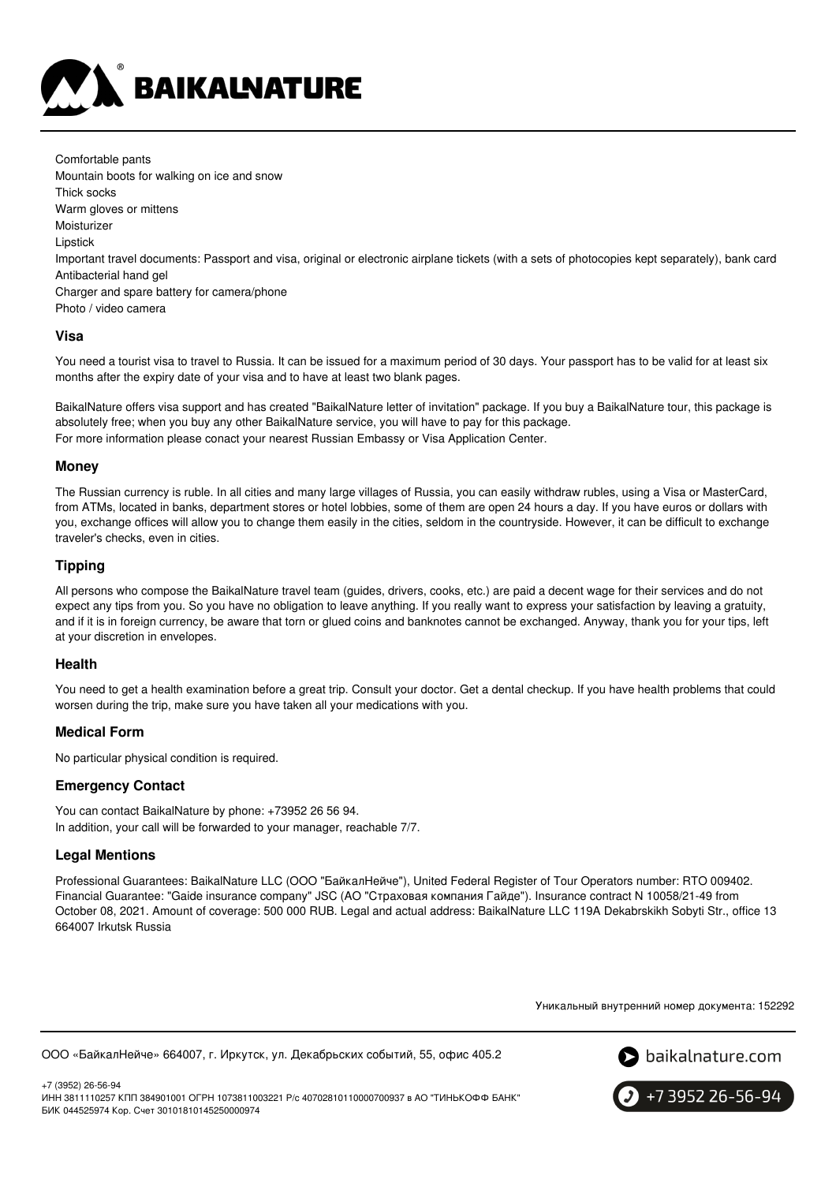Comfortable pants
Mountain boots for walking on ice and snow
Thick socks
Warm gloves or mittens
Moisturizer
Lipstick
Important travel documents: Passport and visa, original or electronic airplane tickets (with a sets of photocopies kept separately), bank card
Antibacterial hand gel
Charger and spare battery for camera/phone
Photo / video camera

### Visa

You need a tourist visa to travel to Russia. It can be issued for a maximum period of 30 days. Your passport has to be valid for at least six months after the expiry date of your visa and to have at least two blank pages.

BaikalNature offers visa support and has created "BaikalNature letter of invitation" package. If you buy a BaikalNature tour, this package is absolutely free; when you buy any other BaikalNature service, you will have to pay for this package.
For more information please conact your nearest Russian Embassy or Visa Application Center.

### Money

The Russian currency is ruble. In all cities and many large villages of Russia, you can easily withdraw rubles, using a Visa or MasterCard, from ATMs, located in banks, department stores or hotel lobbies, some of them are open 24 hours a day. If you have euros or dollars with you, exchange offices will allow you to change them easily in the cities, seldom in the countryside. However, it can be difficult to exchange traveler's checks, even in cities.

### Tipping

All persons who compose the BaikalNature travel team (guides, drivers, cooks, etc.) are paid a decent wage for their services and do not expect any tips from you. So you have no obligation to leave anything. If you really want to express your satisfaction by leaving a gratuity, and if it is in foreign currency, be aware that torn or glued coins and banknotes cannot be exchanged. Anyway, thank you for your tips, left at your discretion in envelopes.

### Health

You need to get a health examination before a great trip. Consult your doctor. Get a dental checkup. If you have health problems that could worsen during the trip, make sure you have taken all your medications with you.

### Medical Form

No particular physical condition is required.

### Emergency Contact

You can contact BaikalNature by phone: +73952 26 56 94.
In addition, your call will be forwarded to your manager, reachable 7/7.

### Legal Mentions

Professional Guarantees: BaikalNature LLC (ООО "БайкалНейче"), United Federal Register of Tour Operators number: RTO 009402. Financial Guarantee: "Gaide insurance company" JSC (АО "Страховая компания Гайде"). Insurance contract N 10058/21-49 from October 08, 2021. Amount of coverage: 500 000 RUB. Legal and actual address: BaikalNature LLC 119A Dekabrskikh Sobyti Str., office 13 664007 Irkutsk Russia

Уникальный внутренний номер документа: 152292